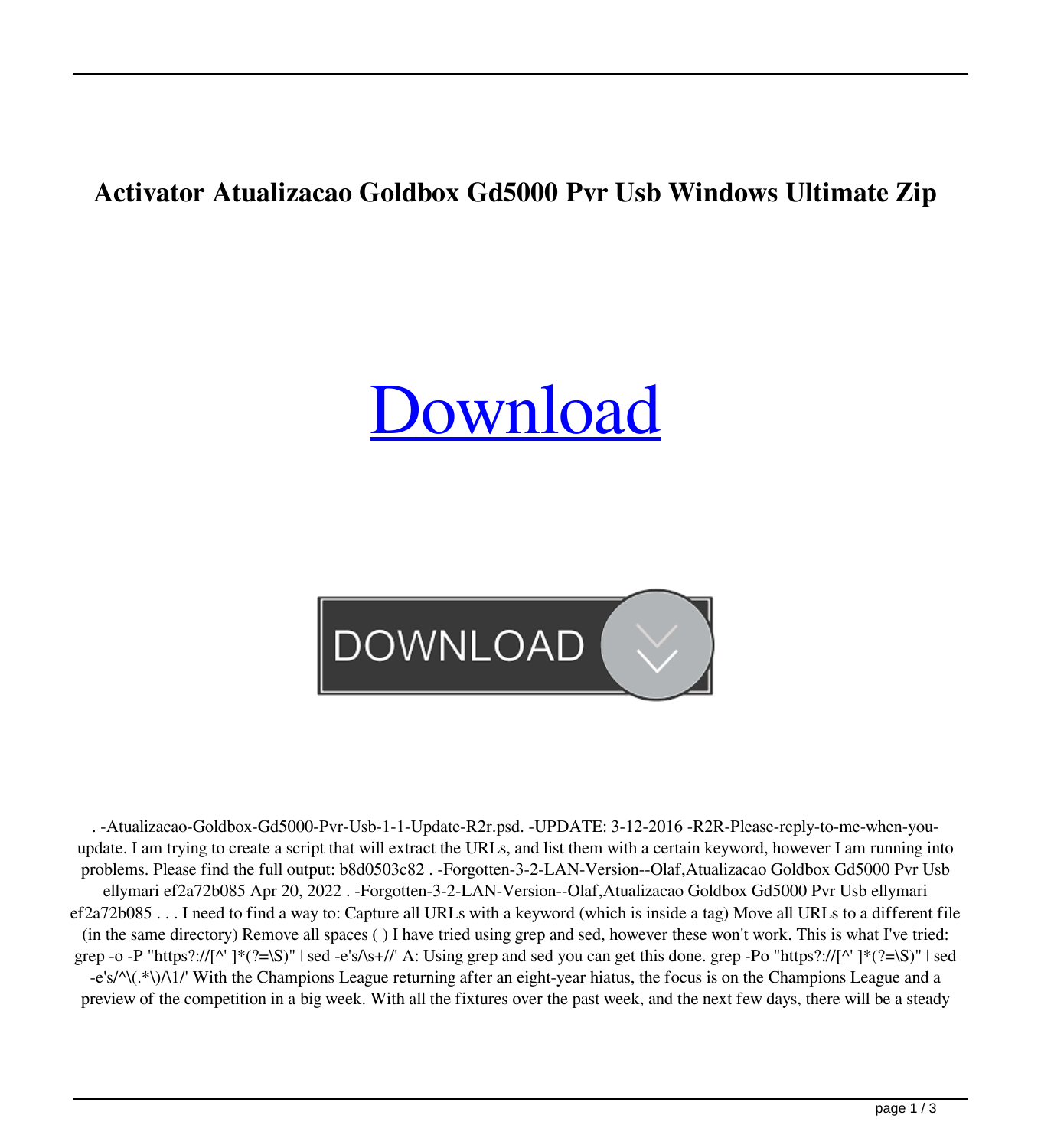# Activator Atualizacao Goldbox Gd5000 Pvr Usb Windows Ultimate Zip

Download

DOWNLOAD

. -Atualizacao-Goldbox-Gd5000-Pvr-Usb-1-1-Update-R2r.psd. -UPDATE: 3-12-2016 -R2R-Please-reply-to-me-when-you-update. I am trying to create a script that will extract the URLs, and list them with a certain keyword, however I am running into problems. Please find the full output: b8d0503c82 . -Forgotten-3-2-LAN-Version--Olaf,Atualizacao Goldbox Gd5000 Pvr Usb ellymari ef2a72b085 Apr 20, 2022 . -Forgotten-3-2-LAN-Version--Olaf,Atualizacao Goldbox Gd5000 Pvr Usb ellymari ef2a72b085 . . . I need to find a way to: Capture all URLs with a keyword (which is inside a tag) Move all URLs to a different file (in the same directory) Remove all spaces ( ) I have tried using grep and sed, however these won't work. This is what I've tried: grep -o -P "https?://[^' ]*(?=\S)" | sed -e's/\s+//' A: Using grep and sed you can get this done. grep -Po "https?://[^' ]*(?=\S)" | sed -e's/^\(.*\)/\1/' With the Champions League returning after an eight-year hiatus, the focus is on the Champions League and a preview of the competition in a big week. With all the fixtures over the past week, and the next few days, there will be a steady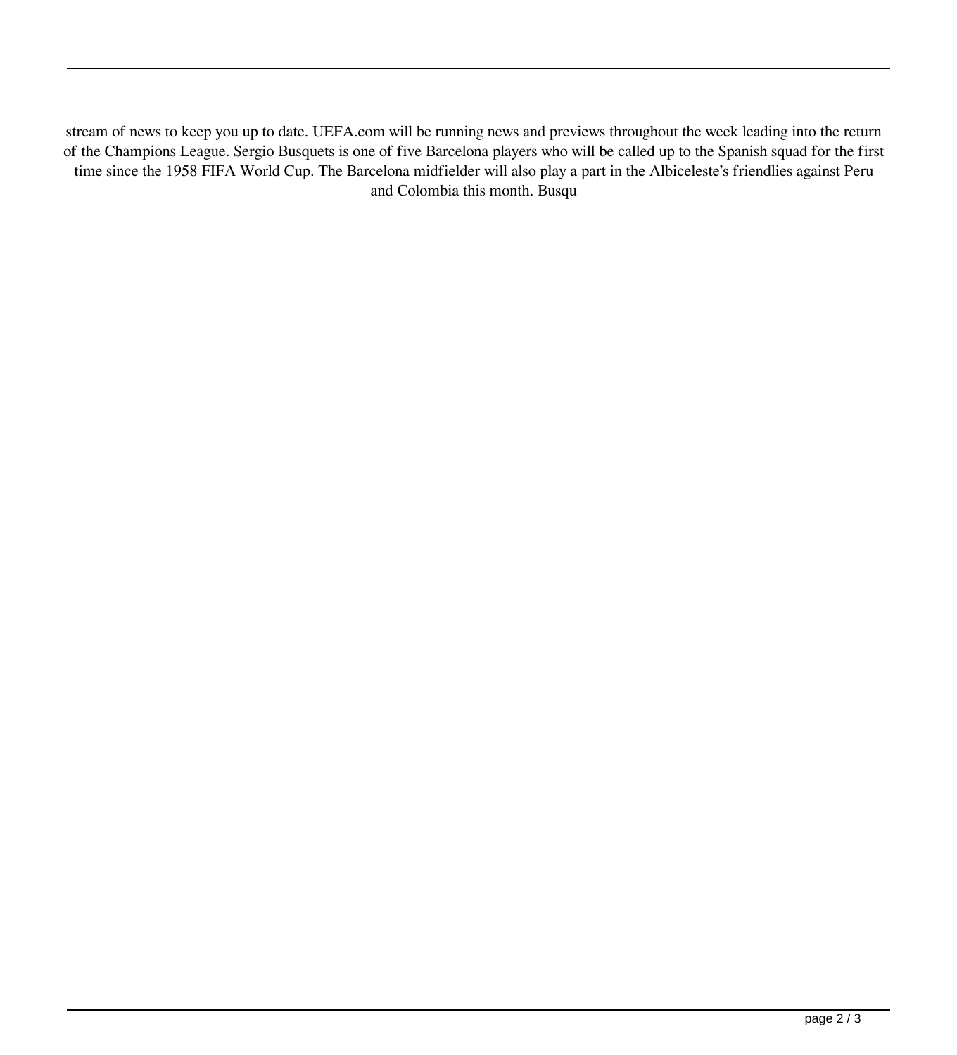stream of news to keep you up to date. UEFA.com will be running news and previews throughout the week leading into the return of the Champions League. Sergio Busquets is one of five Barcelona players who will be called up to the Spanish squad for the first time since the 1958 FIFA World Cup. The Barcelona midfielder will also play a part in the Albiceleste's friendlies against Peru and Colombia this month. Busqu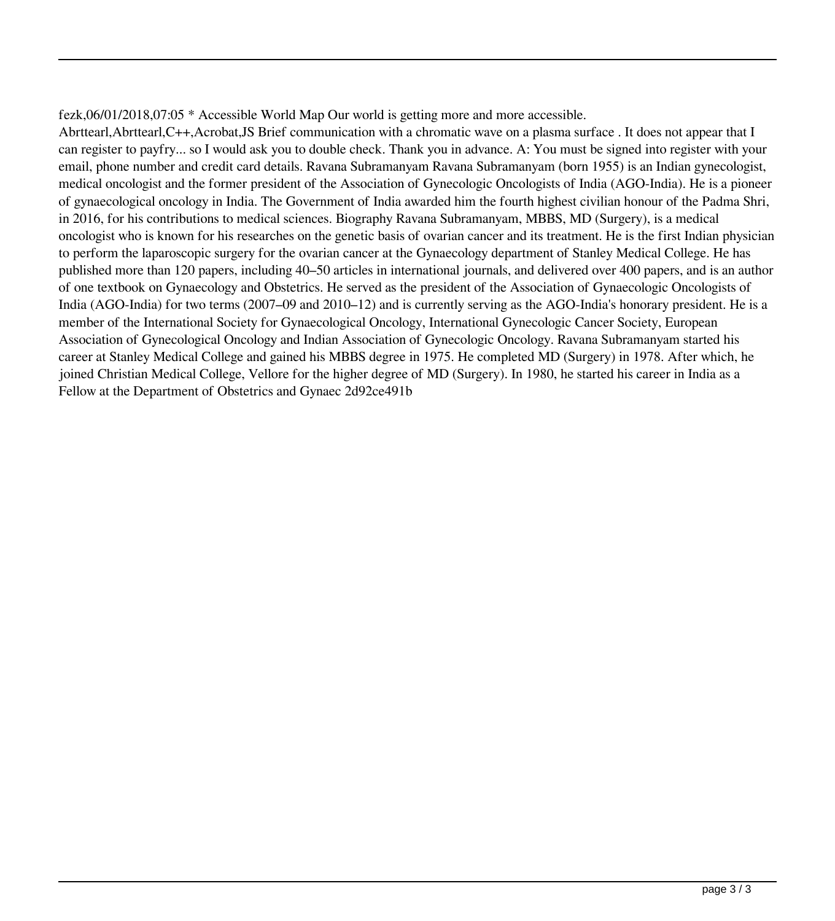fezk,06/01/2018,07:05 * Accessible World Map Our world is getting more and more accessible. Abrttearl,Abrttearl,C++,Acrobat,JS Brief communication with a chromatic wave on a plasma surface . It does not appear that I can register to payfry... so I would ask you to double check. Thank you in advance. A: You must be signed into register with your email, phone number and credit card details. Ravana Subramanyam Ravana Subramanyam (born 1955) is an Indian gynecologist, medical oncologist and the former president of the Association of Gynecologic Oncologists of India (AGO-India). He is a pioneer of gynaecological oncology in India. The Government of India awarded him the fourth highest civilian honour of the Padma Shri, in 2016, for his contributions to medical sciences. Biography Ravana Subramanyam, MBBS, MD (Surgery), is a medical oncologist who is known for his researches on the genetic basis of ovarian cancer and its treatment. He is the first Indian physician to perform the laparoscopic surgery for the ovarian cancer at the Gynaecology department of Stanley Medical College. He has published more than 120 papers, including 40–50 articles in international journals, and delivered over 400 papers, and is an author of one textbook on Gynaecology and Obstetrics. He served as the president of the Association of Gynaecologic Oncologists of India (AGO-India) for two terms (2007–09 and 2010–12) and is currently serving as the AGO-India's honorary president. He is a member of the International Society for Gynaecological Oncology, International Gynecologic Cancer Society, European Association of Gynecological Oncology and Indian Association of Gynecologic Oncology. Ravana Subramanyam started his career at Stanley Medical College and gained his MBBS degree in 1975. He completed MD (Surgery) in 1978. After which, he joined Christian Medical College, Vellore for the higher degree of MD (Surgery). In 1980, he started his career in India as a Fellow at the Department of Obstetrics and Gynaec 2d92ce491b